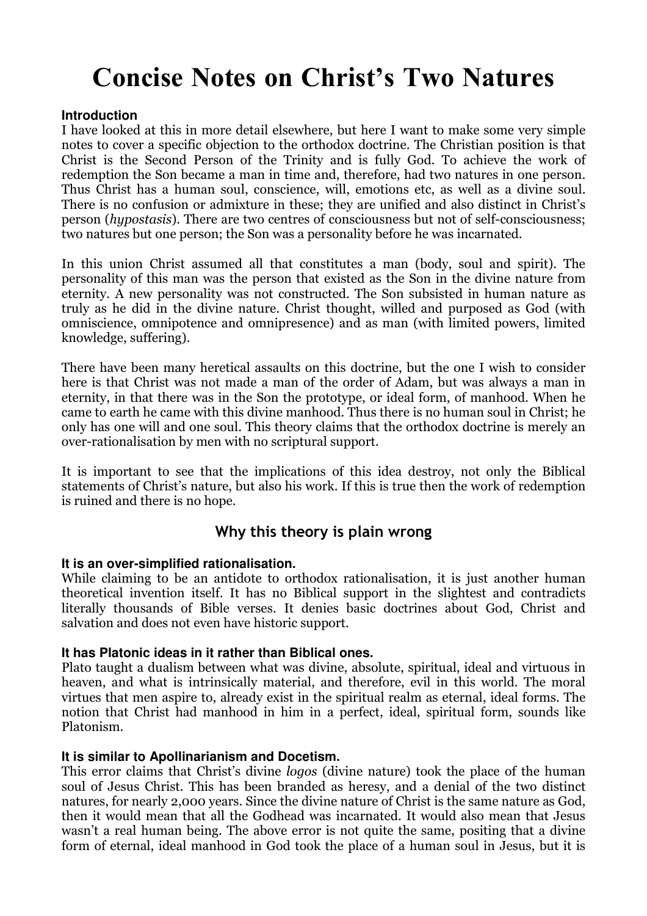# Concise Notes on Christ's Two Natures

**Introduction**

I have looked at this in more detail elsewhere, but here I want to make some very simple notes to cover a specific objection to the orthodox doctrine. The Christian position is that Christ is the Second Person of the Trinity and is fully God. To achieve the work of redemption the Son became a man in time and, therefore, had two natures in one person. Thus Christ has a human soul, conscience, will, emotions etc, as well as a divine soul. There is no confusion or admixture in these; they are unified and also distinct in Christ's person (*hypostasis*). There are two centres of consciousness but not of self-consciousness; two natures but one person; the Son was a personality before he was incarnated.

In this union Christ assumed all that constitutes a man (body, soul and spirit). The personality of this man was the person that existed as the Son in the divine nature from eternity. A new personality was not constructed. The Son subsisted in human nature as truly as he did in the divine nature. Christ thought, willed and purposed as God (with omniscience, omnipotence and omnipresence) and as man (with limited powers, limited knowledge, suffering).

There have been many heretical assaults on this doctrine, but the one I wish to consider here is that Christ was not made a man of the order of Adam, but was always a man in eternity, in that there was in the Son the prototype, or ideal form, of manhood. When he came to earth he came with this divine manhood. Thus there is no human soul in Christ; he only has one will and one soul. This theory claims that the orthodox doctrine is merely an over-rationalisation by men with no scriptural support.

It is important to see that the implications of this idea destroy, not only the Biblical statements of Christ's nature, but also his work. If this is true then the work of redemption is ruined and there is no hope.

## Why this theory is plain wrong

**It is an over-simplified rationalisation.**

While claiming to be an antidote to orthodox rationalisation, it is just another human theoretical invention itself. It has no Biblical support in the slightest and contradicts literally thousands of Bible verses. It denies basic doctrines about God, Christ and salvation and does not even have historic support.

**It has Platonic ideas in it rather than Biblical ones.**

Plato taught a dualism between what was divine, absolute, spiritual, ideal and virtuous in heaven, and what is intrinsically material, and therefore, evil in this world. The moral virtues that men aspire to, already exist in the spiritual realm as eternal, ideal forms. The notion that Christ had manhood in him in a perfect, ideal, spiritual form, sounds like Platonism.

**It is similar to Apollinarianism and Docetism.**

This error claims that Christ's divine *logos* (divine nature) took the place of the human soul of Jesus Christ. This has been branded as heresy, and a denial of the two distinct natures, for nearly 2,000 years. Since the divine nature of Christ is the same nature as God, then it would mean that all the Godhead was incarnated. It would also mean that Jesus wasn't a real human being. The above error is not quite the same, positing that a divine form of eternal, ideal manhood in God took the place of a human soul in Jesus, but it is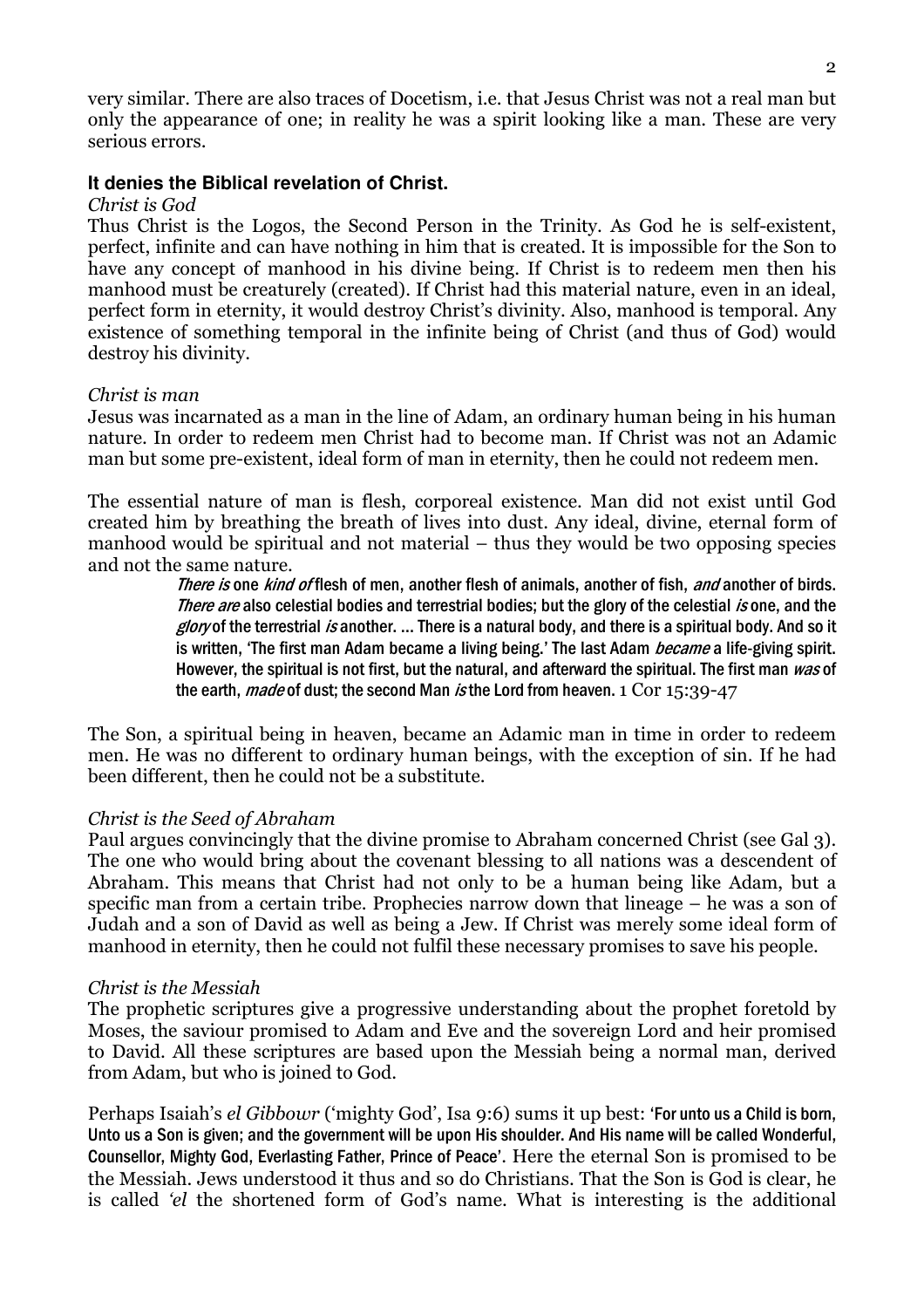very similar. There are also traces of Docetism, i.e. that Jesus Christ was not a real man but only the appearance of one; in reality he was a spirit looking like a man. These are very serious errors.

### It denies the Biblical revelation of Christ.

*Christ is God*

Thus Christ is the Logos, the Second Person in the Trinity. As God he is self-existent, perfect, infinite and can have nothing in him that is created. It is impossible for the Son to have any concept of manhood in his divine being. If Christ is to redeem men then his manhood must be creaturely (created). If Christ had this material nature, even in an ideal, perfect form in eternity, it would destroy Christ's divinity. Also, manhood is temporal. Any existence of something temporal in the infinite being of Christ (and thus of God) would destroy his divinity.

*Christ is man*

Jesus was incarnated as a man in the line of Adam, an ordinary human being in his human nature. In order to redeem men Christ had to become man. If Christ was not an Adamic man but some pre-existent, ideal form of man in eternity, then he could not redeem men.

The essential nature of man is flesh, corporeal existence. Man did not exist until God created him by breathing the breath of lives into dust. Any ideal, divine, eternal form of manhood would be spiritual and not material – thus they would be two opposing species and not the same nature.

> *There is* one *kind of* flesh of men, another flesh of animals, another of fish, *and* another of birds. *There are* also celestial bodies and terrestrial bodies; but the glory of the celestial *is* one, and the *glory* of the terrestrial *is* another. ... There is a natural body, and there is a spiritual body. And so it is written, 'The first man Adam became a living being.' The last Adam *became* a life-giving spirit. However, the spiritual is not first, but the natural, and afterward the spiritual. The first man *was* of the earth, *made* of dust; the second Man *is* the Lord from heaven. 1 Cor 15:39-47

The Son, a spiritual being in heaven, became an Adamic man in time in order to redeem men. He was no different to ordinary human beings, with the exception of sin. If he had been different, then he could not be a substitute.

*Christ is the Seed of Abraham*

Paul argues convincingly that the divine promise to Abraham concerned Christ (see Gal 3). The one who would bring about the covenant blessing to all nations was a descendent of Abraham. This means that Christ had not only to be a human being like Adam, but a specific man from a certain tribe. Prophecies narrow down that lineage – he was a son of Judah and a son of David as well as being a Jew. If Christ was merely some ideal form of manhood in eternity, then he could not fulfil these necessary promises to save his people.

*Christ is the Messiah*

The prophetic scriptures give a progressive understanding about the prophet foretold by Moses, the saviour promised to Adam and Eve and the sovereign Lord and heir promised to David. All these scriptures are based upon the Messiah being a normal man, derived from Adam, but who is joined to God.

Perhaps Isaiah's *el Gibbowr* ('mighty God', Isa 9:6) sums it up best: 'For unto us a Child is born, Unto us a Son is given; and the government will be upon His shoulder. And His name will be called Wonderful, Counsellor, Mighty God, Everlasting Father, Prince of Peace'. Here the eternal Son is promised to be the Messiah. Jews understood it thus and so do Christians. That the Son is God is clear, he is called *'el* the shortened form of God's name. What is interesting is the additional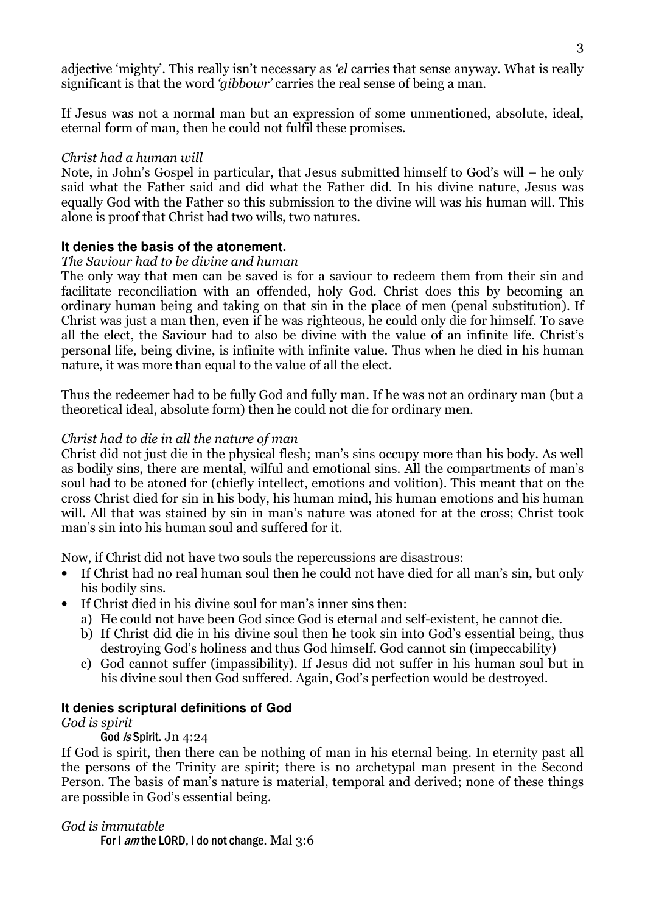adjective 'mighty'. This really isn't necessary as *'el* carries that sense anyway. What is really significant is that the word *'gibbowr'* carries the real sense of being a man.

If Jesus was not a normal man but an expression of some unmentioned, absolute, ideal, eternal form of man, then he could not fulfil these promises.

*Christ had a human will*

Note, in John's Gospel in particular, that Jesus submitted himself to God's will – he only said what the Father said and did what the Father did. In his divine nature, Jesus was equally God with the Father so this submission to the divine will was his human will. This alone is proof that Christ had two wills, two natures.

**It denies the basis of the atonement.**

*The Saviour had to be divine and human*

The only way that men can be saved is for a saviour to redeem them from their sin and facilitate reconciliation with an offended, holy God. Christ does this by becoming an ordinary human being and taking on that sin in the place of men (penal substitution). If Christ was just a man then, even if he was righteous, he could only die for himself. To save all the elect, the Saviour had to also be divine with the value of an infinite life. Christ's personal life, being divine, is infinite with infinite value. Thus when he died in his human nature, it was more than equal to the value of all the elect.

Thus the redeemer had to be fully God and fully man. If he was not an ordinary man (but a theoretical ideal, absolute form) then he could not die for ordinary men.

*Christ had to die in all the nature of man*

Christ did not just die in the physical flesh; man's sins occupy more than his body. As well as bodily sins, there are mental, wilful and emotional sins. All the compartments of man's soul had to be atoned for (chiefly intellect, emotions and volition). This meant that on the cross Christ died for sin in his body, his human mind, his human emotions and his human will. All that was stained by sin in man's nature was atoned for at the cross; Christ took man's sin into his human soul and suffered for it.

Now, if Christ did not have two souls the repercussions are disastrous:

- If Christ had no real human soul then he could not have died for all man's sin, but only his bodily sins.
- If Christ died in his divine soul for man's inner sins then:
  a) He could not have been God since God is eternal and self-existent, he cannot die.
  b) If Christ did die in his divine soul then he took sin into God's essential being, thus destroying God's holiness and thus God himself. God cannot sin (impeccability)
  c) God cannot suffer (impassibility). If Jesus did not suffer in his human soul but in his divine soul then God suffered. Again, God's perfection would be destroyed.

**It denies scriptural definitions of God**

*God is spirit*

> God *is* Spirit. Jn 4:24

If God is spirit, then there can be nothing of man in his eternal being. In eternity past all the persons of the Trinity are spirit; there is no archetypal man present in the Second Person. The basis of man's nature is material, temporal and derived; none of these things are possible in God's essential being.

*God is immutable*

> For I *am* the LORD, I do not change. Mal 3:6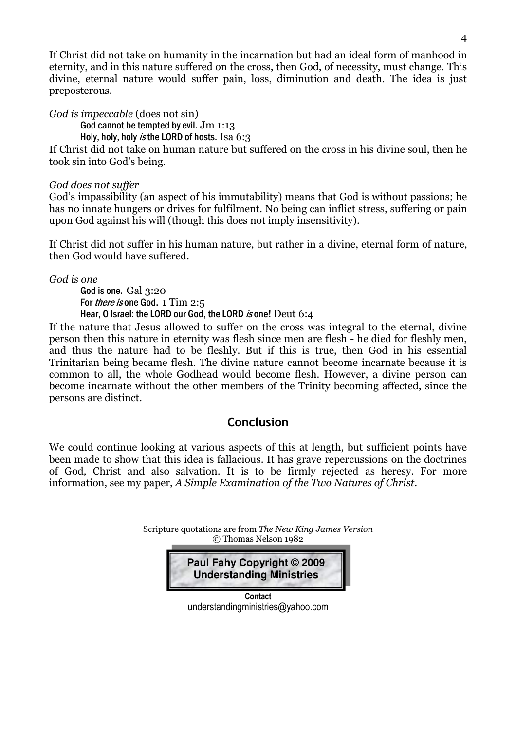If Christ did not take on humanity in the incarnation but had an ideal form of manhood in eternity, and in this nature suffered on the cross, then God, of necessity, must change. This divine, eternal nature would suffer pain, loss, diminution and death. The idea is just preposterous.

*God is impeccable* (does not sin)

> **God cannot be tempted by evil.** Jm 1:13
> **Holy, holy, holy *is* the LORD of hosts.** Isa 6:3

If Christ did not take on human nature but suffered on the cross in his divine soul, then he took sin into God's being.

*God does not suffer*

God's impassibility (an aspect of his immutability) means that God is without passions; he has no innate hungers or drives for fulfilment. No being can inflict stress, suffering or pain upon God against his will (though this does not imply insensitivity).

If Christ did not suffer in his human nature, but rather in a divine, eternal form of nature, then God would have suffered.

*God is one*

> **God is one.** Gal 3:20
> **For *there is* one God.** 1 Tim 2:5
> **Hear, O Israel: the LORD our God, the LORD *is* one!** Deut 6:4

If the nature that Jesus allowed to suffer on the cross was integral to the eternal, divine person then this nature in eternity was flesh since men are flesh - he died for fleshly men, and thus the nature had to be fleshly. But if this is true, then God in his essential Trinitarian being became flesh. The divine nature cannot become incarnate because it is common to all, the whole Godhead would become flesh. However, a divine person can become incarnate without the other members of the Trinity becoming affected, since the persons are distinct.

## Conclusion

We could continue looking at various aspects of this at length, but sufficient points have been made to show that this idea is fallacious. It has grave repercussions on the doctrines of God, Christ and also salvation. It is to be firmly rejected as heresy. For more information, see my paper, *A Simple Examination of the Two Natures of Christ*.

Scripture quotations are from *The New King James Version*
© Thomas Nelson 1982

**Paul Fahy Copyright © 2009**
**Understanding Ministries**

**Contact**
understandingministries@yahoo.com